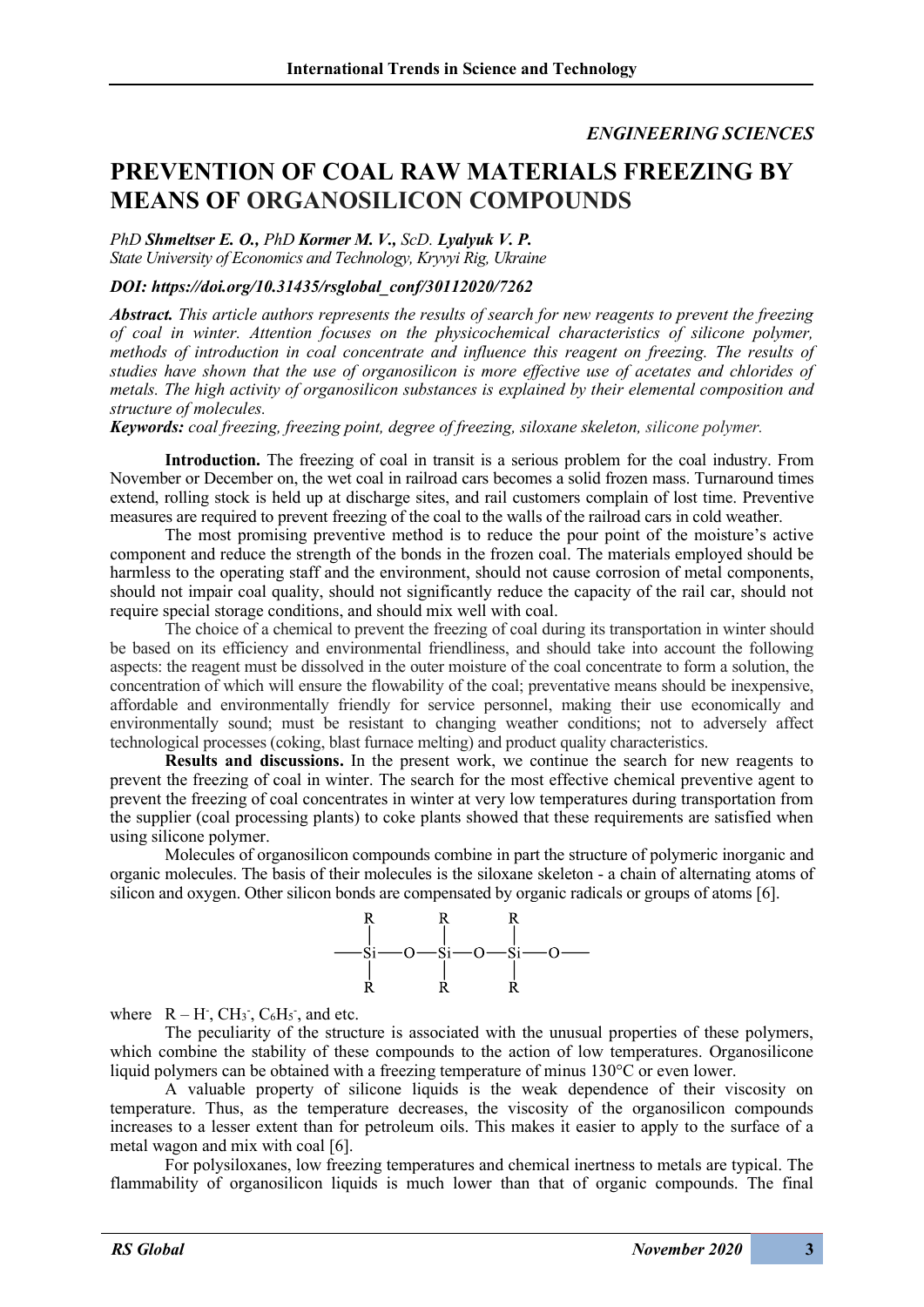*ENGINEERING SCIENCES*

# PREVENTION OF COAL RAW MATERIALS FREEZING BY MEANS OF ORGANOSILICON COMPOUNDS

*PhD* ***Shmeltser E. O.,*** *PhD* ***Kormer M. V.,*** *ScD.* ***Lyalyuk V. P.***
*State University of Economics and Technology, Kryvyi Rig, Ukraine*

***DOI: https://doi.org/10.31435/rsglobal_conf/30112020/7262***

***Abstract.*** *This article authors represents the results of search for new reagents to prevent the freezing of coal in winter. Attention focuses on the physicochemical characteristics of silicone polymer, methods of introduction in coal concentrate and influence this reagent on freezing. The results of studies have shown that the use of organosilicon is more effective use of acetates and chlorides of metals. The high activity of organosilicon substances is explained by their elemental composition and structure of molecules.*

***Keywords:*** *coal freezing, freezing point, degree of freezing, siloxane skeleton, silicone polymer.*

**Introduction.** The freezing of coal in transit is a serious problem for the coal industry. From November or December on, the wet coal in railroad cars becomes a solid frozen mass. Turnaround times extend, rolling stock is held up at discharge sites, and rail customers complain of lost time. Preventive measures are required to prevent freezing of the coal to the walls of the railroad cars in cold weather.

The most promising preventive method is to reduce the pour point of the moisture's active component and reduce the strength of the bonds in the frozen coal. The materials employed should be harmless to the operating staff and the environment, should not cause corrosion of metal components, should not impair coal quality, should not significantly reduce the capacity of the rail car, should not require special storage conditions, and should mix well with coal.

The choice of a chemical to prevent the freezing of coal during its transportation in winter should be based on its efficiency and environmental friendliness, and should take into account the following aspects: the reagent must be dissolved in the outer moisture of the coal concentrate to form a solution, the concentration of which will ensure the flowability of the coal; preventative means should be inexpensive, affordable and environmentally friendly for service personnel, making their use economically and environmentally sound; must be resistant to changing weather conditions; not to adversely affect technological processes (coking, blast furnace melting) and product quality characteristics.

**Results and discussions.** In the present work, we continue the search for new reagents to prevent the freezing of coal in winter. The search for the most effective chemical preventive agent to prevent the freezing of coal concentrates in winter at very low temperatures during transportation from the supplier (coal processing plants) to coke plants showed that these requirements are satisfied when using silicone polymer.

Molecules of organosilicon compounds combine in part the structure of polymeric inorganic and organic molecules. The basis of their molecules is the siloxane skeleton - a chain of alternating atoms of silicon and oxygen. Other silicon bonds are compensated by organic radicals or groups of atoms [6].

$$
\begin{array}{ccccccc}
 & R & & R & & R & \\
 & | & & | & & | & \\
— & Si & —O— & Si & —O— & Si & —O— \\
 & | & & | & & | & \\
 & R & & R & & R & 
\end{array}
$$

where $R$ – $H^-$, $CH_3^-$, $C_6H_5^-$, and etc.

The peculiarity of the structure is associated with the unusual properties of these polymers, which combine the stability of these compounds to the action of low temperatures. Organosilicone liquid polymers can be obtained with a freezing temperature of minus 130°C or even lower.

A valuable property of silicone liquids is the weak dependence of their viscosity on temperature. Thus, as the temperature decreases, the viscosity of the organosilicon compounds increases to a lesser extent than for petroleum oils. This makes it easier to apply to the surface of a metal wagon and mix with coal [6].

For polysiloxanes, low freezing temperatures and chemical inertness to metals are typical. The flammability of organosilicon liquids is much lower than that of organic compounds. The final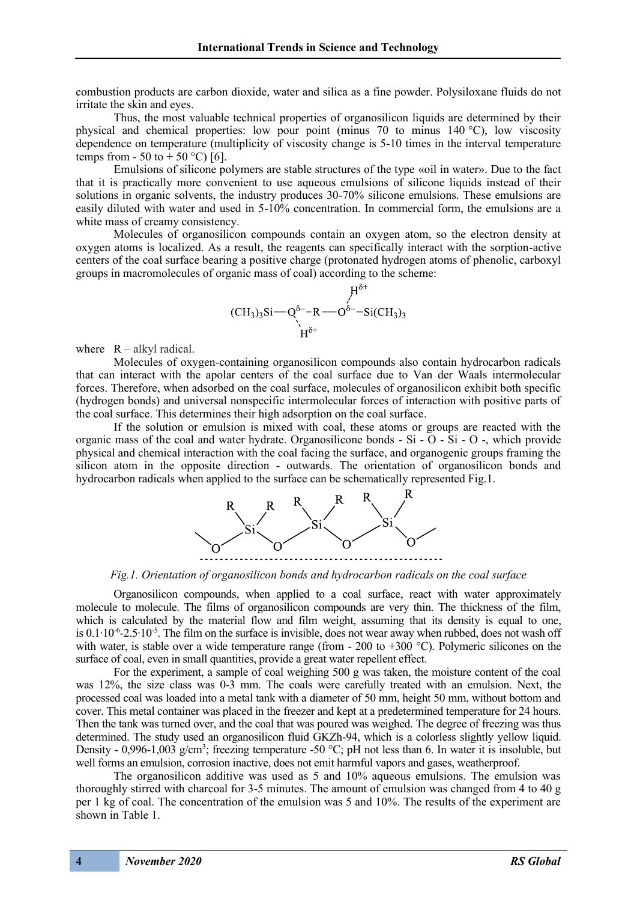combustion products are carbon dioxide, water and silica as a fine powder. Polysiloxane fluids do not irritate the skin and eyes.

Thus, the most valuable technical properties of organosilicon liquids are determined by their physical and chemical properties: low pour point (minus 70 to minus 140 °C), low viscosity dependence on temperature (multiplicity of viscosity change is 5-10 times in the interval temperature temps from - 50 to + 50 °C) [6].

Emulsions of silicone polymers are stable structures of the type «oil in water». Due to the fact that it is practically more convenient to use aqueous emulsions of silicone liquids instead of their solutions in organic solvents, the industry produces 30-70% silicone emulsions. These emulsions are easily diluted with water and used in 5-10% concentration. In commercial form, the emulsions are a white mass of creamy consistency.

Molecules of organosilicon compounds contain an oxygen atom, so the electron density at oxygen atoms is localized. As a result, the reagents can specifically interact with the sorption-active centers of the coal surface bearing a positive charge (protonated hydrogen atoms of phenolic, carboxyl groups in macromolecules of organic mass of coal) according to the scheme:

$$(CH_3)_3Si-\underset{\vdots\; H^{\delta+}}{O^{\delta-}}-R-\overset{H^{\delta+}\;\vdots}{O^{\delta-}}-Si(CH_3)_3$$

where R – alkyl radical.

Molecules of oxygen-containing organosilicon compounds also contain hydrocarbon radicals that can interact with the apolar centers of the coal surface due to Van der Waals intermolecular forces. Therefore, when adsorbed on the coal surface, molecules of organosilicon exhibit both specific (hydrogen bonds) and universal nonspecific intermolecular forces of interaction with positive parts of the coal surface. This determines their high adsorption on the coal surface.

If the solution or emulsion is mixed with coal, these atoms or groups are reacted with the organic mass of the coal and water hydrate. Organosilicone bonds - Si - O - Si - O -, which provide physical and chemical interaction with the coal facing the surface, and organogenic groups framing the silicon atom in the opposite direction - outwards. The orientation of organosilicon bonds and hydrocarbon radicals when applied to the surface can be schematically represented Fig.1.

*Fig.1. Orientation of organosilicon bonds and hydrocarbon radicals on the coal surface*

Organosilicon compounds, when applied to a coal surface, react with water approximately molecule to molecule. The films of organosilicon compounds are very thin. The thickness of the film, which is calculated by the material flow and film weight, assuming that its density is equal to one, is $0.1 \cdot 10^{-6}$-$2.5 \cdot 10^{-5}$. The film on the surface is invisible, does not wear away when rubbed, does not wash off with water, is stable over a wide temperature range (from - 200 to +300 °C). Polymeric silicones on the surface of coal, even in small quantities, provide a great water repellent effect.

For the experiment, a sample of coal weighing 500 g was taken, the moisture content of the coal was 12%, the size class was 0-3 mm. The coals were carefully treated with an emulsion. Next, the processed coal was loaded into a metal tank with a diameter of 50 mm, height 50 mm, without bottom and cover. This metal container was placed in the freezer and kept at a predetermined temperature for 24 hours. Then the tank was turned over, and the coal that was poured was weighed. The degree of freezing was thus determined. The study used an organosilicon fluid GKZh-94, which is a colorless slightly yellow liquid. Density - 0,996-1,003 g/cm$^3$; freezing temperature -50 °C; pH not less than 6. In water it is insoluble, but well forms an emulsion, corrosion inactive, does not emit harmful vapors and gases, weatherproof.

The organosilicon additive was used as 5 and 10% aqueous emulsions. The emulsion was thoroughly stirred with charcoal for 3-5 minutes. The amount of emulsion was changed from 4 to 40 g per 1 kg of coal. The concentration of the emulsion was 5 and 10%. The results of the experiment are shown in Table 1.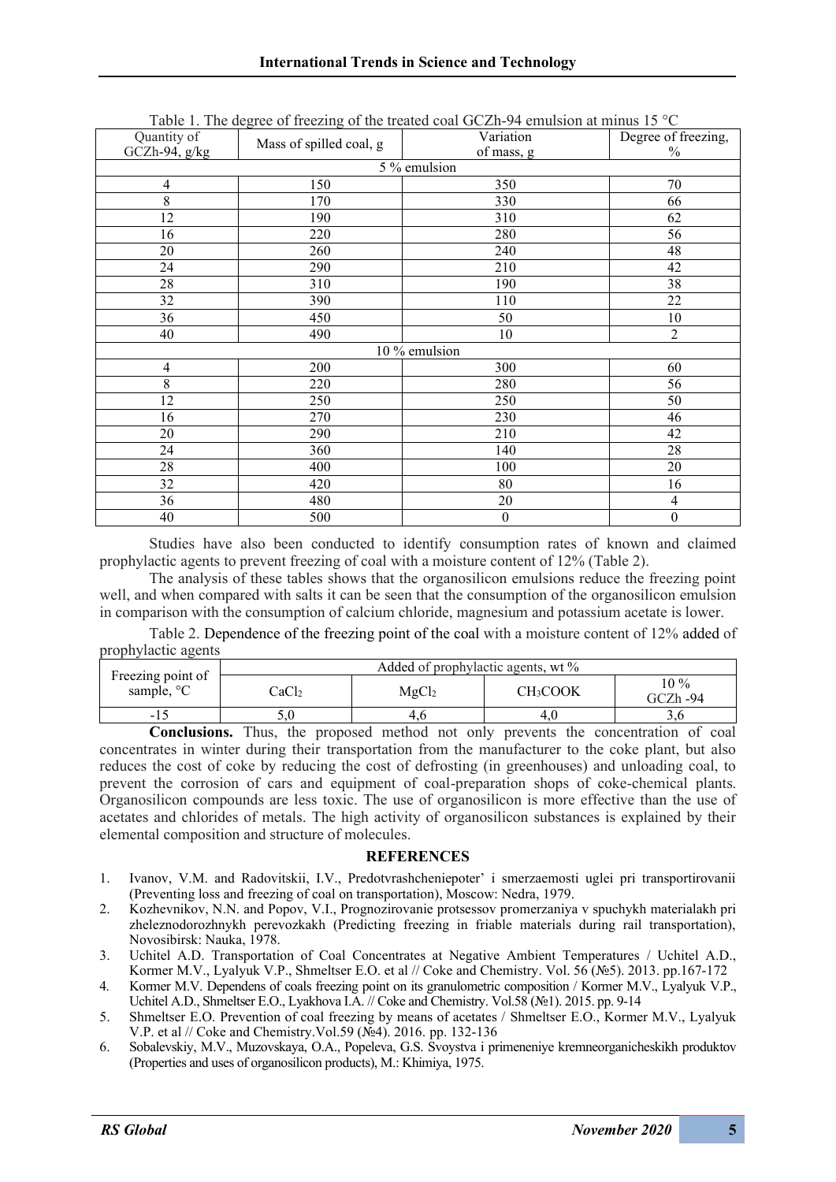Table 1. The degree of freezing of the treated coal GCZh-94 emulsion at minus 15 °C

| Quantity of GCZh-94, g/kg | Mass of spilled coal, g | Variation of mass, g | Degree of freezing, % |
|---|---|---|---|
| 5 % emulsion | | | |
| 4 | 150 | 350 | 70 |
| 8 | 170 | 330 | 66 |
| 12 | 190 | 310 | 62 |
| 16 | 220 | 280 | 56 |
| 20 | 260 | 240 | 48 |
| 24 | 290 | 210 | 42 |
| 28 | 310 | 190 | 38 |
| 32 | 390 | 110 | 22 |
| 36 | 450 | 50 | 10 |
| 40 | 490 | 10 | 2 |
| 10 % emulsion | | | |
| 4 | 200 | 300 | 60 |
| 8 | 220 | 280 | 56 |
| 12 | 250 | 250 | 50 |
| 16 | 270 | 230 | 46 |
| 20 | 290 | 210 | 42 |
| 24 | 360 | 140 | 28 |
| 28 | 400 | 100 | 20 |
| 32 | 420 | 80 | 16 |
| 36 | 480 | 20 | 4 |
| 40 | 500 | 0 | 0 |

Studies have also been conducted to identify consumption rates of known and claimed prophylactic agents to prevent freezing of coal with a moisture content of 12% (Table 2).

The analysis of these tables shows that the organosilicon emulsions reduce the freezing point well, and when compared with salts it can be seen that the consumption of the organosilicon emulsion in comparison with the consumption of calcium chloride, magnesium and potassium acetate is lower.

Table 2. Dependence of the freezing point of the coal with a moisture content of 12% added of prophylactic agents

| Freezing point of sample, °C | Added of prophylactic agents, wt % | | | |
|---|---|---|---|---|
| | $CaCl_2$ | $MgCl_2$ | $CH_3COOK$ | 10 % GCZh -94 |
| -15 | 5,0 | 4,6 | 4,0 | 3,6 |

**Conclusions.** Thus, the proposed method not only prevents the concentration of coal concentrates in winter during their transportation from the manufacturer to the coke plant, but also reduces the cost of coke by reducing the cost of defrosting (in greenhouses) and unloading coal, to prevent the corrosion of cars and equipment of coal-preparation shops of coke-chemical plants. Organosilicon compounds are less toxic. The use of organosilicon is more effective than the use of acetates and chlorides of metals. The high activity of organosilicon substances is explained by their elemental composition and structure of molecules.

## REFERENCES

1. Ivanov, V.M. and Radovitskii, I.V., Predotvrashcheniepoter' i smerzaemosti uglei pri transportirovanii (Preventing loss and freezing of coal on transportation), Moscow: Nedra, 1979.
2. Kozhevnikov, N.N. and Popov, V.I., Prognozirovanie protsessov promerzaniya v spuchykh materialakh pri zheleznodorozhnykh perevozkakh (Predicting freezing in friable materials during rail transportation), Novosibirsk: Nauka, 1978.
3. Uchitel A.D. Transportation of Coal Concentrates at Negative Ambient Temperatures / Uchitel A.D., Kormer M.V., Lyalyuk V.P., Shmeltser E.O. et al // Coke and Chemistry. Vol. 56 (№5). 2013. pp.167-172
4. Kormer M.V. Dependens of coals freezing point on its granulometric composition / Kormer M.V., Lyalyuk V.P., Uchitel A.D., Shmeltser E.O., Lyakhova I.A. // Coke and Chemistry. Vol.58 (№1). 2015. pp. 9-14
5. Shmeltser E.O. Prevention of coal freezing by means of acetates / Shmeltser E.O., Kormer M.V., Lyalyuk V.P. et al // Coke and Chemistry.Vol.59 (№4). 2016. pp. 132-136
6. Sobalevskiy, M.V., Muzovskaya, O.A., Popeleva, G.S. Svoystva i primeneniye kremneorganicheskikh produktov (Properties and uses of organosilicon products), M.: Khimiya, 1975.